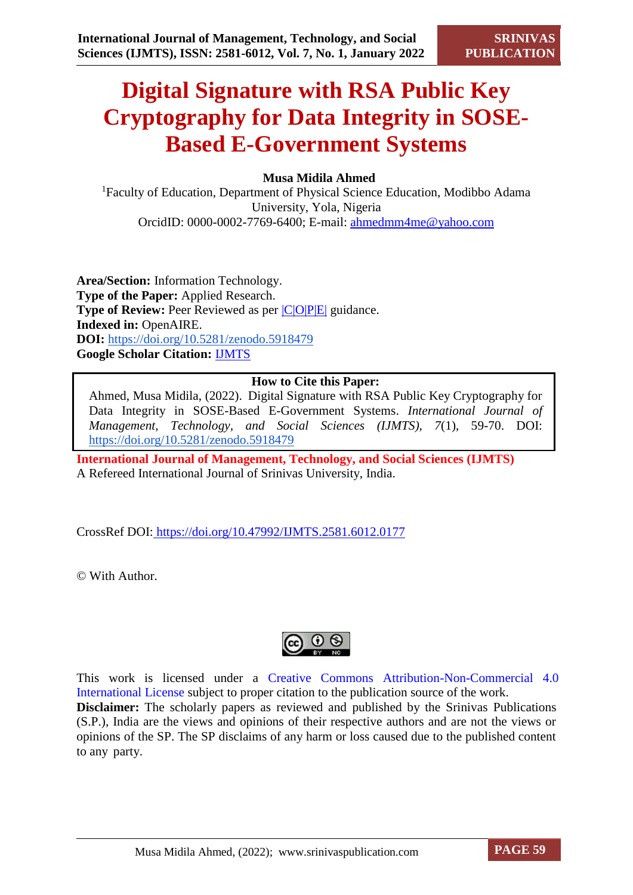# Digital Signature with RSA Public Key Cryptography for Data Integrity in SOSE-Based E-Government Systems

**Musa Midila Ahmed**

[1]Faculty of Education, Department of Physical Science Education, Modibbo Adama University, Yola, Nigeria

OrcidID: 0000-0002-7769-6400; E-mail: ahmedmm4me@yahoo.com

**Area/Section:** Information Technology.
**Type of the Paper:** Applied Research.
**Type of Review:** Peer Reviewed as per |C|O|P|E| guidance.
**Indexed in:** OpenAIRE.
**DOI:** https://doi.org/10.5281/zenodo.5918479
**Google Scholar Citation:** IJMTS

**How to Cite this Paper:**

Ahmed, Musa Midila, (2022). Digital Signature with RSA Public Key Cryptography for Data Integrity in SOSE-Based E-Government Systems. *International Journal of Management, Technology, and Social Sciences (IJMTS)*, *7*(1), 59-70. DOI: https://doi.org/10.5281/zenodo.5918479

**International Journal of Management, Technology, and Social Sciences (IJMTS)**
A Refereed International Journal of Srinivas University, India.

CrossRef DOI: https://doi.org/10.47992/IJMTS.2581.6012.0177

© With Author.

This work is licensed under a Creative Commons Attribution-Non-Commercial 4.0 International License subject to proper citation to the publication source of the work.

**Disclaimer:** The scholarly papers as reviewed and published by the Srinivas Publications (S.P.), India are the views and opinions of their respective authors and are not the views or opinions of the SP. The SP disclaims of any harm or loss caused due to the published content to any party.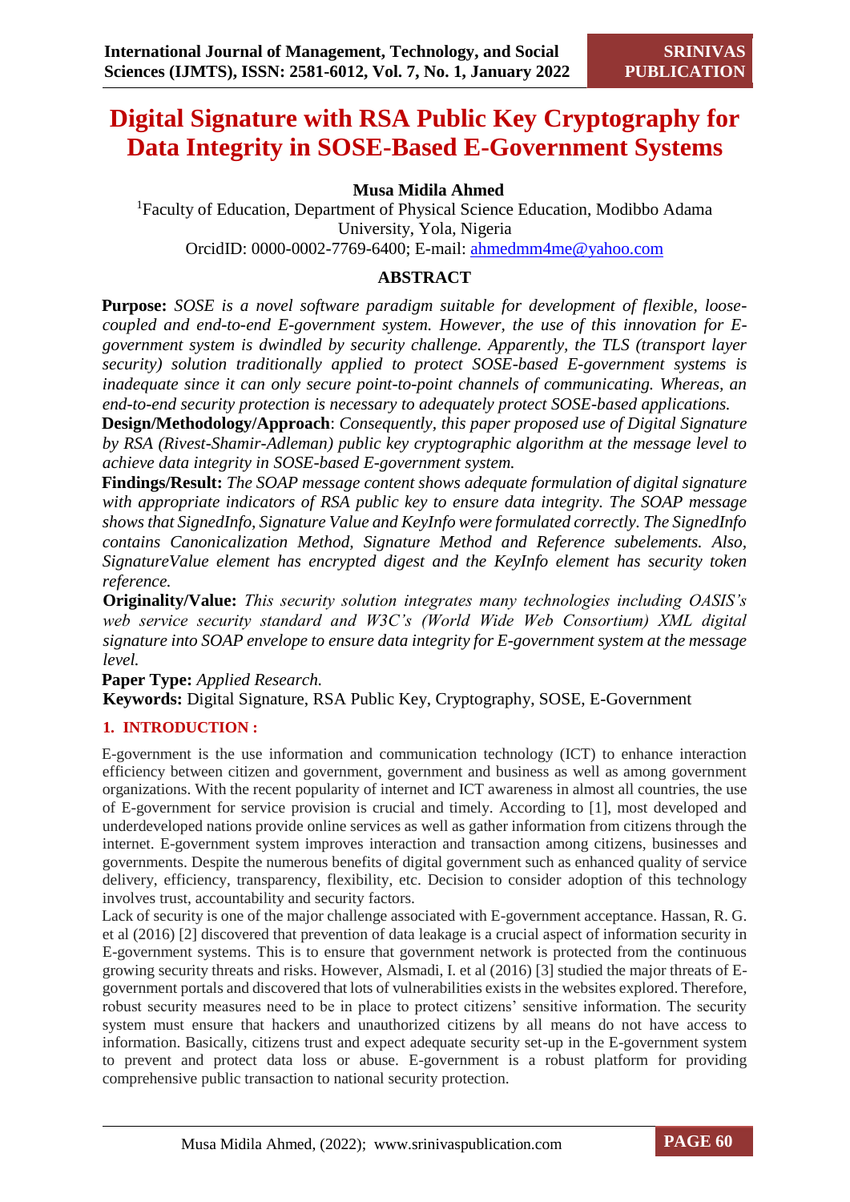# Digital Signature with RSA Public Key Cryptography for Data Integrity in SOSE-Based E-Government Systems

**Musa Midila Ahmed**

[1]Faculty of Education, Department of Physical Science Education, Modibbo Adama University, Yola, Nigeria

OrcidID: 0000-0002-7769-6400; E-mail: ahmedmm4me@yahoo.com

## ABSTRACT

**Purpose:** *SOSE is a novel software paradigm suitable for development of flexible, loose-coupled and end-to-end E-government system. However, the use of this innovation for E-government system is dwindled by security challenge. Apparently, the TLS (transport layer security) solution traditionally applied to protect SOSE-based E-government systems is inadequate since it can only secure point-to-point channels of communicating. Whereas, an end-to-end security protection is necessary to adequately protect SOSE-based applications.*

**Design/Methodology/Approach**: *Consequently, this paper proposed use of Digital Signature by RSA (Rivest-Shamir-Adleman) public key cryptographic algorithm at the message level to achieve data integrity in SOSE-based E-government system.*

**Findings/Result:** *The SOAP message content shows adequate formulation of digital signature with appropriate indicators of RSA public key to ensure data integrity. The SOAP message shows that SignedInfo, Signature Value and KeyInfo were formulated correctly. The SignedInfo contains Canonicalization Method, Signature Method and Reference subelements. Also, SignatureValue element has encrypted digest and the KeyInfo element has security token reference.*

**Originality/Value:** *This security solution integrates many technologies including OASIS's web service security standard and W3C's (World Wide Web Consortium) XML digital signature into SOAP envelope to ensure data integrity for E-government system at the message level.*

**Paper Type:** *Applied Research.*

**Keywords:** Digital Signature, RSA Public Key, Cryptography, SOSE, E-Government

## 1. INTRODUCTION :

E-government is the use information and communication technology (ICT) to enhance interaction efficiency between citizen and government, government and business as well as among government organizations. With the recent popularity of internet and ICT awareness in almost all countries, the use of E-government for service provision is crucial and timely. According to [1], most developed and underdeveloped nations provide online services as well as gather information from citizens through the internet. E-government system improves interaction and transaction among citizens, businesses and governments. Despite the numerous benefits of digital government such as enhanced quality of service delivery, efficiency, transparency, flexibility, etc. Decision to consider adoption of this technology involves trust, accountability and security factors.

Lack of security is one of the major challenge associated with E-government acceptance. Hassan, R. G. et al (2016) [2] discovered that prevention of data leakage is a crucial aspect of information security in E-government systems. This is to ensure that government network is protected from the continuous growing security threats and risks. However, Alsmadi, I. et al (2016) [3] studied the major threats of E-government portals and discovered that lots of vulnerabilities exists in the websites explored. Therefore, robust security measures need to be in place to protect citizens' sensitive information. The security system must ensure that hackers and unauthorized citizens by all means do not have access to information. Basically, citizens trust and expect adequate security set-up in the E-government system to prevent and protect data loss or abuse. E-government is a robust platform for providing comprehensive public transaction to national security protection.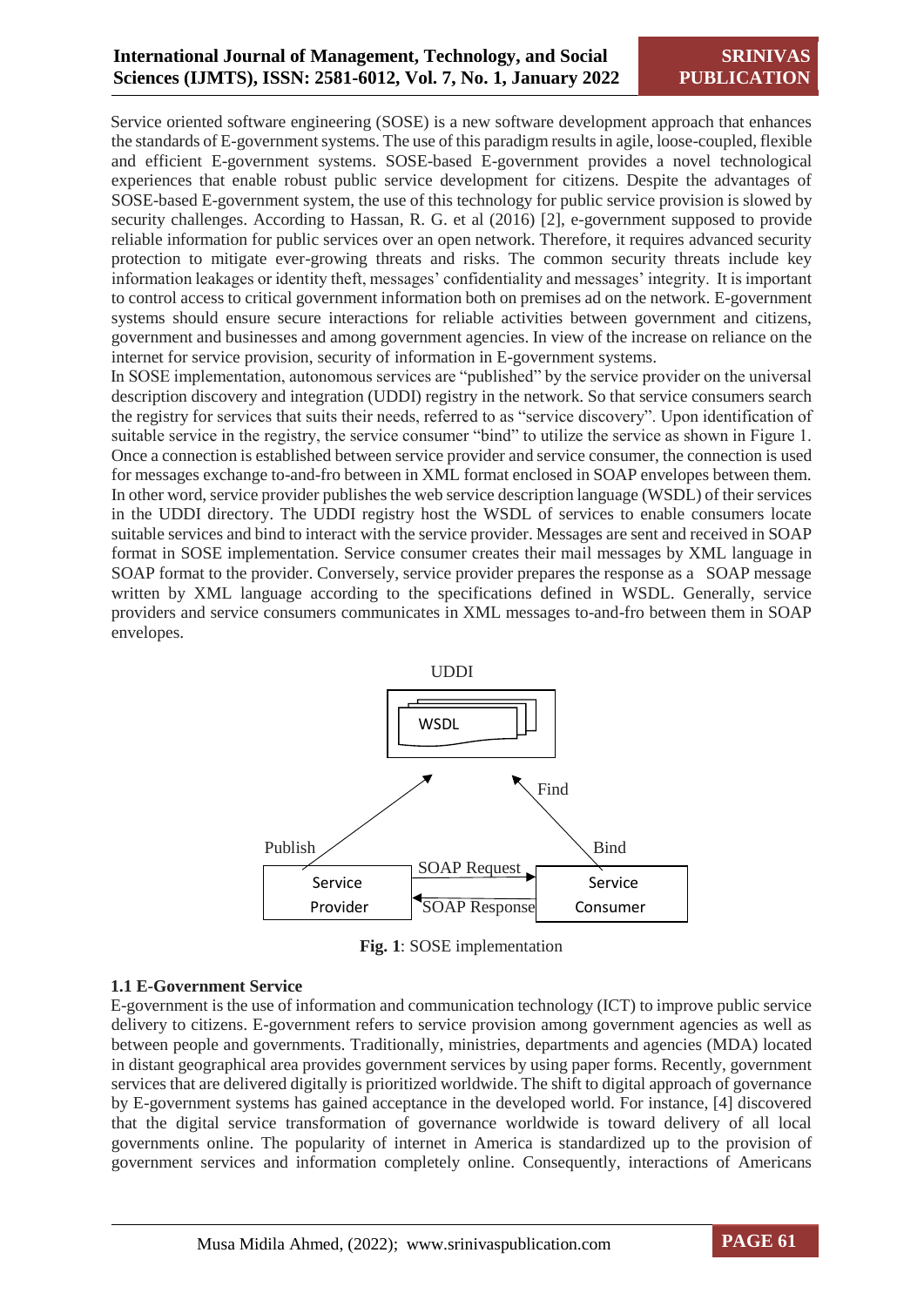Service oriented software engineering (SOSE) is a new software development approach that enhances the standards of E-government systems. The use of this paradigm results in agile, loose-coupled, flexible and efficient E-government systems. SOSE-based E-government provides a novel technological experiences that enable robust public service development for citizens. Despite the advantages of SOSE-based E-government system, the use of this technology for public service provision is slowed by security challenges. According to Hassan, R. G. et al (2016) [2], e-government supposed to provide reliable information for public services over an open network. Therefore, it requires advanced security protection to mitigate ever-growing threats and risks. The common security threats include key information leakages or identity theft, messages' confidentiality and messages' integrity. It is important to control access to critical government information both on premises ad on the network. E-government systems should ensure secure interactions for reliable activities between government and citizens, government and businesses and among government agencies. In view of the increase on reliance on the internet for service provision, security of information in E-government systems.

In SOSE implementation, autonomous services are "published" by the service provider on the universal description discovery and integration (UDDI) registry in the network. So that service consumers search the registry for services that suits their needs, referred to as "service discovery". Upon identification of suitable service in the registry, the service consumer "bind" to utilize the service as shown in Figure 1. Once a connection is established between service provider and service consumer, the connection is used for messages exchange to-and-fro between in XML format enclosed in SOAP envelopes between them. In other word, service provider publishes the web service description language (WSDL) of their services in the UDDI directory. The UDDI registry host the WSDL of services to enable consumers locate suitable services and bind to interact with the service provider. Messages are sent and received in SOAP format in SOSE implementation. Service consumer creates their mail messages by XML language in SOAP format to the provider. Conversely, service provider prepares the response as a SOAP message written by XML language according to the specifications defined in WSDL. Generally, service providers and service consumers communicates in XML messages to-and-fro between them in SOAP envelopes.

UDDI

WSDL

Publish | Find | Bind

Service Provider | SOAP Request | SOAP Response | Service Consumer

**Fig. 1**: SOSE implementation

### 1.1 E-Government Service

E-government is the use of information and communication technology (ICT) to improve public service delivery to citizens. E-government refers to service provision among government agencies as well as between people and governments. Traditionally, ministries, departments and agencies (MDA) located in distant geographical area provides government services by using paper forms. Recently, government services that are delivered digitally is prioritized worldwide. The shift to digital approach of governance by E-government systems has gained acceptance in the developed world. For instance, [4] discovered that the digital service transformation of governance worldwide is toward delivery of all local governments online. The popularity of internet in America is standardized up to the provision of government services and information completely online. Consequently, interactions of Americans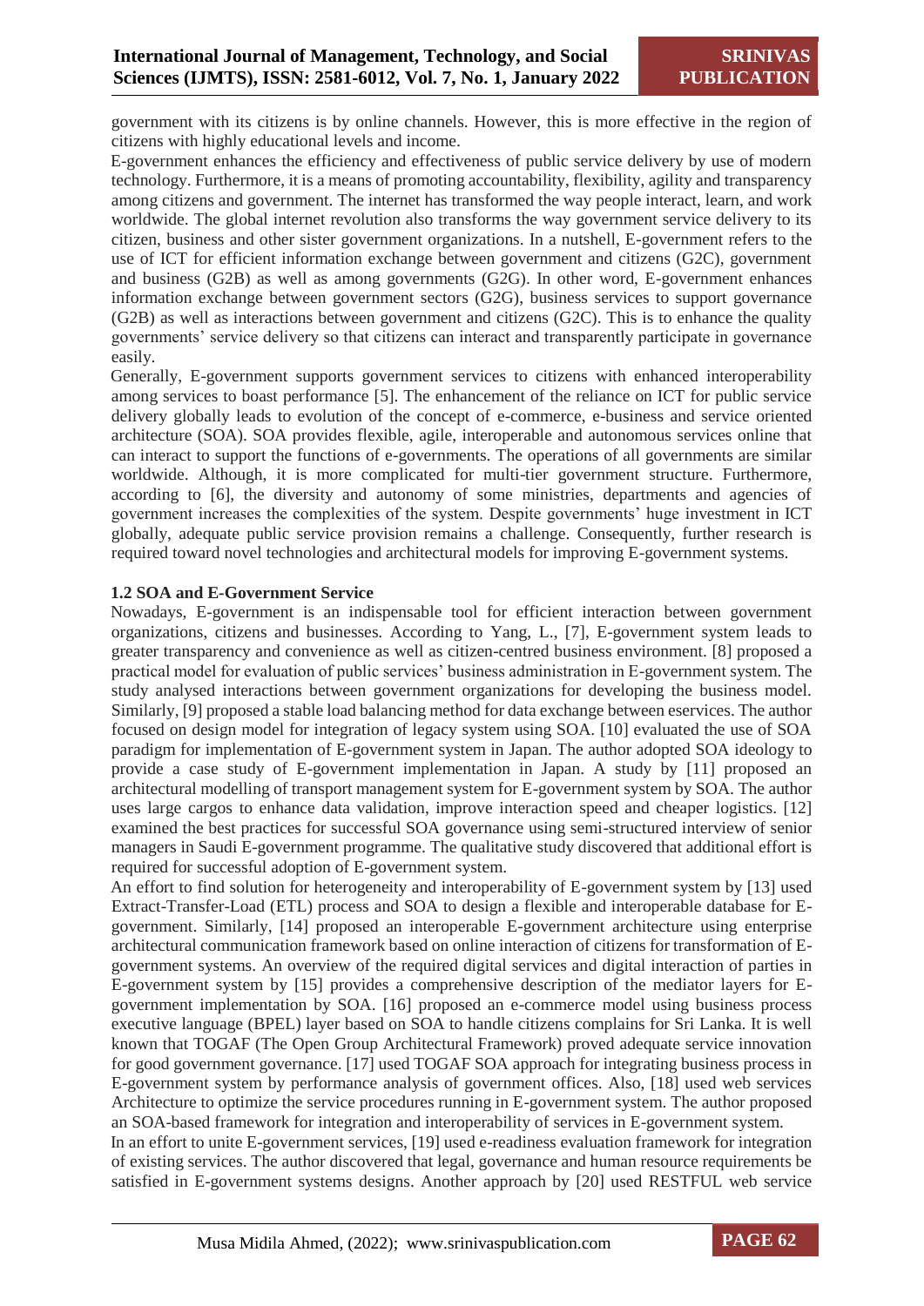government with its citizens is by online channels. However, this is more effective in the region of citizens with highly educational levels and income.

E-government enhances the efficiency and effectiveness of public service delivery by use of modern technology. Furthermore, it is a means of promoting accountability, flexibility, agility and transparency among citizens and government. The internet has transformed the way people interact, learn, and work worldwide. The global internet revolution also transforms the way government service delivery to its citizen, business and other sister government organizations. In a nutshell, E-government refers to the use of ICT for efficient information exchange between government and citizens (G2C), government and business (G2B) as well as among governments (G2G). In other word, E-government enhances information exchange between government sectors (G2G), business services to support governance (G2B) as well as interactions between government and citizens (G2C). This is to enhance the quality governments' service delivery so that citizens can interact and transparently participate in governance easily.

Generally, E-government supports government services to citizens with enhanced interoperability among services to boast performance [5]. The enhancement of the reliance on ICT for public service delivery globally leads to evolution of the concept of e-commerce, e-business and service oriented architecture (SOA). SOA provides flexible, agile, interoperable and autonomous services online that can interact to support the functions of e-governments. The operations of all governments are similar worldwide. Although, it is more complicated for multi-tier government structure. Furthermore, according to [6], the diversity and autonomy of some ministries, departments and agencies of government increases the complexities of the system. Despite governments' huge investment in ICT globally, adequate public service provision remains a challenge. Consequently, further research is required toward novel technologies and architectural models for improving E-government systems.

**1.2 SOA and E-Government Service**

Nowadays, E-government is an indispensable tool for efficient interaction between government organizations, citizens and businesses. According to Yang, L., [7], E-government system leads to greater transparency and convenience as well as citizen-centred business environment. [8] proposed a practical model for evaluation of public services' business administration in E-government system. The study analysed interactions between government organizations for developing the business model. Similarly, [9] proposed a stable load balancing method for data exchange between eservices. The author focused on design model for integration of legacy system using SOA. [10] evaluated the use of SOA paradigm for implementation of E-government system in Japan. The author adopted SOA ideology to provide a case study of E-government implementation in Japan. A study by [11] proposed an architectural modelling of transport management system for E-government system by SOA. The author uses large cargos to enhance data validation, improve interaction speed and cheaper logistics. [12] examined the best practices for successful SOA governance using semi-structured interview of senior managers in Saudi E-government programme. The qualitative study discovered that additional effort is required for successful adoption of E-government system.

An effort to find solution for heterogeneity and interoperability of E-government system by [13] used Extract-Transfer-Load (ETL) process and SOA to design a flexible and interoperable database for E-government. Similarly, [14] proposed an interoperable E-government architecture using enterprise architectural communication framework based on online interaction of citizens for transformation of E-government systems. An overview of the required digital services and digital interaction of parties in E-government system by [15] provides a comprehensive description of the mediator layers for E-government implementation by SOA. [16] proposed an e-commerce model using business process executive language (BPEL) layer based on SOA to handle citizens complains for Sri Lanka. It is well known that TOGAF (The Open Group Architectural Framework) proved adequate service innovation for good government governance. [17] used TOGAF SOA approach for integrating business process in E-government system by performance analysis of government offices. Also, [18] used web services Architecture to optimize the service procedures running in E-government system. The author proposed an SOA-based framework for integration and interoperability of services in E-government system.

In an effort to unite E-government services, [19] used e-readiness evaluation framework for integration of existing services. The author discovered that legal, governance and human resource requirements be satisfied in E-government systems designs. Another approach by [20] used RESTFUL web service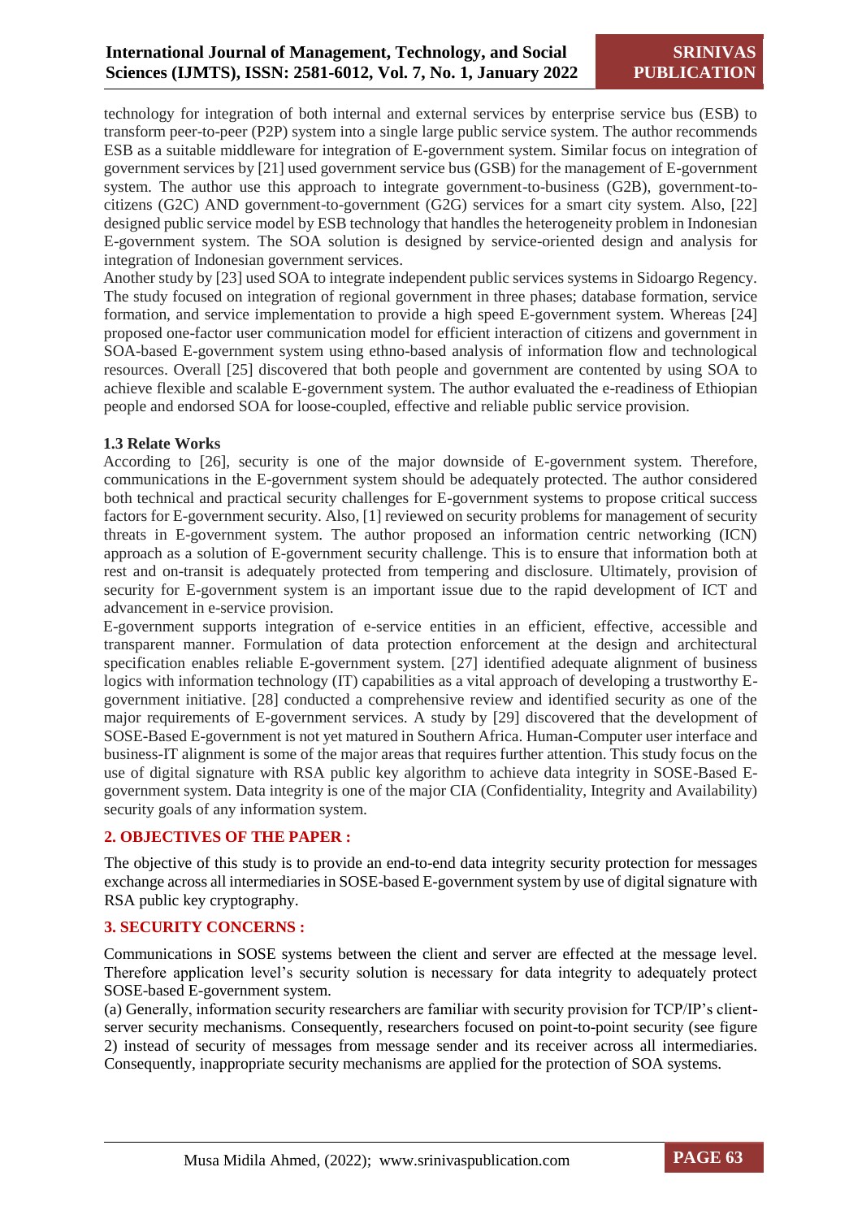technology for integration of both internal and external services by enterprise service bus (ESB) to transform peer-to-peer (P2P) system into a single large public service system. The author recommends ESB as a suitable middleware for integration of E-government system. Similar focus on integration of government services by [21] used government service bus (GSB) for the management of E-government system. The author use this approach to integrate government-to-business (G2B), government-to-citizens (G2C) AND government-to-government (G2G) services for a smart city system. Also, [22] designed public service model by ESB technology that handles the heterogeneity problem in Indonesian E-government system. The SOA solution is designed by service-oriented design and analysis for integration of Indonesian government services.

Another study by [23] used SOA to integrate independent public services systems in Sidoargo Regency. The study focused on integration of regional government in three phases; database formation, service formation, and service implementation to provide a high speed E-government system. Whereas [24] proposed one-factor user communication model for efficient interaction of citizens and government in SOA-based E-government system using ethno-based analysis of information flow and technological resources. Overall [25] discovered that both people and government are contented by using SOA to achieve flexible and scalable E-government system. The author evaluated the e-readiness of Ethiopian people and endorsed SOA for loose-coupled, effective and reliable public service provision.

### 1.3 Relate Works

According to [26], security is one of the major downside of E-government system. Therefore, communications in the E-government system should be adequately protected. The author considered both technical and practical security challenges for E-government systems to propose critical success factors for E-government security. Also, [1] reviewed on security problems for management of security threats in E-government system. The author proposed an information centric networking (ICN) approach as a solution of E-government security challenge. This is to ensure that information both at rest and on-transit is adequately protected from tempering and disclosure. Ultimately, provision of security for E-government system is an important issue due to the rapid development of ICT and advancement in e-service provision.

E-government supports integration of e-service entities in an efficient, effective, accessible and transparent manner. Formulation of data protection enforcement at the design and architectural specification enables reliable E-government system. [27] identified adequate alignment of business logics with information technology (IT) capabilities as a vital approach of developing a trustworthy E-government initiative. [28] conducted a comprehensive review and identified security as one of the major requirements of E-government services. A study by [29] discovered that the development of SOSE-Based E-government is not yet matured in Southern Africa. Human-Computer user interface and business-IT alignment is some of the major areas that requires further attention. This study focus on the use of digital signature with RSA public key algorithm to achieve data integrity in SOSE-Based E-government system. Data integrity is one of the major CIA (Confidentiality, Integrity and Availability) security goals of any information system.

## 2. OBJECTIVES OF THE PAPER :

The objective of this study is to provide an end-to-end data integrity security protection for messages exchange across all intermediaries in SOSE-based E-government system by use of digital signature with RSA public key cryptography.

## 3. SECURITY CONCERNS :

Communications in SOSE systems between the client and server are effected at the message level. Therefore application level's security solution is necessary for data integrity to adequately protect SOSE-based E-government system.

(a) Generally, information security researchers are familiar with security provision for TCP/IP's client-server security mechanisms. Consequently, researchers focused on point-to-point security (see figure 2) instead of security of messages from message sender and its receiver across all intermediaries. Consequently, inappropriate security mechanisms are applied for the protection of SOA systems.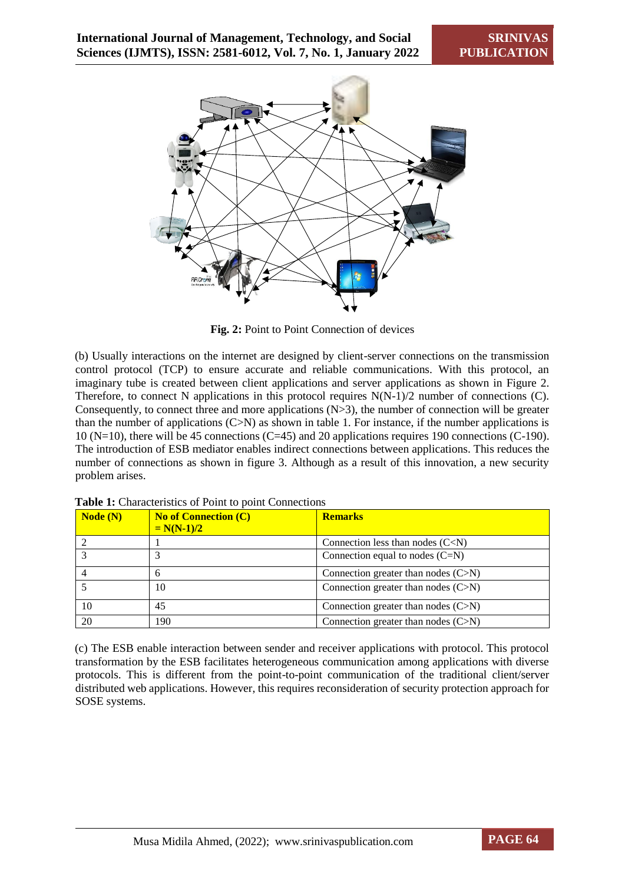**Fig. 2:** Point to Point Connection of devices

(b) Usually interactions on the internet are designed by client-server connections on the transmission control protocol (TCP) to ensure accurate and reliable communications. With this protocol, an imaginary tube is created between client applications and server applications as shown in Figure 2. Therefore, to connect N applications in this protocol requires N(N-1)/2 number of connections (C). Consequently, to connect three and more applications (N>3), the number of connection will be greater than the number of applications (C>N) as shown in table 1. For instance, if the number applications is 10 (N=10), there will be 45 connections (C=45) and 20 applications requires 190 connections (C-190). The introduction of ESB mediator enables indirect connections between applications. This reduces the number of connections as shown in figure 3. Although as a result of this innovation, a new security problem arises.

**Table 1:** Characteristics of Point to point Connections

| Node (N) | No of Connection (C) = N(N-1)/2 | Remarks |
|---|---|---|
| 2 | 1 | Connection less than nodes (C<N) |
| 3 | 3 | Connection equal to nodes (C=N) |
| 4 | 6 | Connection greater than nodes (C>N) |
| 5 | 10 | Connection greater than nodes (C>N) |
| 10 | 45 | Connection greater than nodes (C>N) |
| 20 | 190 | Connection greater than nodes (C>N) |

(c) The ESB enable interaction between sender and receiver applications with protocol. This protocol transformation by the ESB facilitates heterogeneous communication among applications with diverse protocols. This is different from the point-to-point communication of the traditional client/server distributed web applications. However, this requires reconsideration of security protection approach for SOSE systems.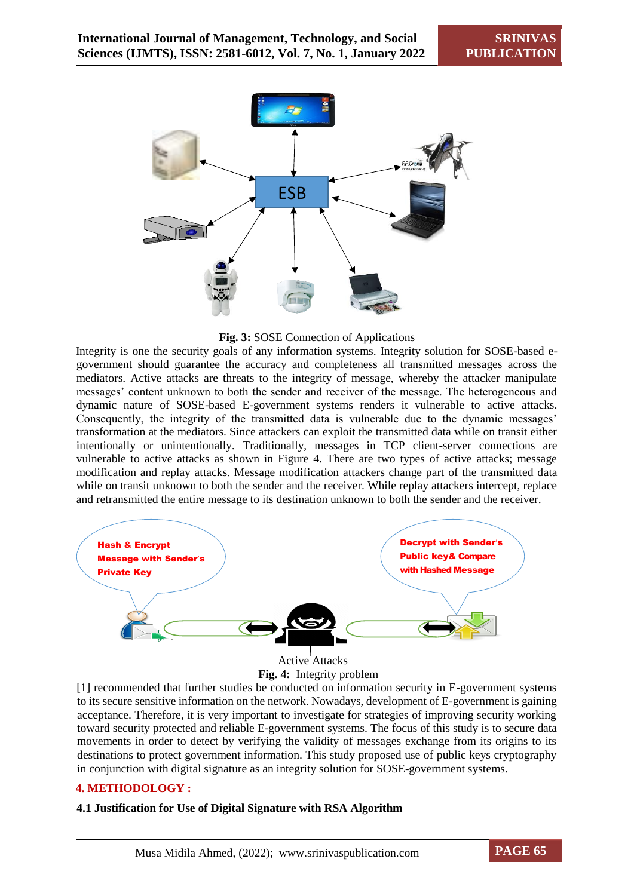**Fig. 3:** SOSE Connection of Applications

Integrity is one the security goals of any information systems. Integrity solution for SOSE-based e-government should guarantee the accuracy and completeness all transmitted messages across the mediators. Active attacks are threats to the integrity of message, whereby the attacker manipulate messages' content unknown to both the sender and receiver of the message. The heterogeneous and dynamic nature of SOSE-based E-government systems renders it vulnerable to active attacks. Consequently, the integrity of the transmitted data is vulnerable due to the dynamic messages' transformation at the mediators. Since attackers can exploit the transmitted data while on transit either intentionally or unintentionally. Traditionally, messages in TCP client-server connections are vulnerable to active attacks as shown in Figure 4. There are two types of active attacks; message modification and replay attacks. Message modification attackers change part of the transmitted data while on transit unknown to both the sender and the receiver. While replay attackers intercept, replace and retransmitted the entire message to its destination unknown to both the sender and the receiver.

**Fig. 4:** Integrity problem

[1] recommended that further studies be conducted on information security in E-government systems to its secure sensitive information on the network. Nowadays, development of E-government is gaining acceptance. Therefore, it is very important to investigate for strategies of improving security working toward security protected and reliable E-government systems. The focus of this study is to secure data movements in order to detect by verifying the validity of messages exchange from its origins to its destinations to protect government information. This study proposed use of public keys cryptography in conjunction with digital signature as an integrity solution for SOSE-government systems.

## 4. METHODOLOGY :

### 4.1 Justification for Use of Digital Signature with RSA Algorithm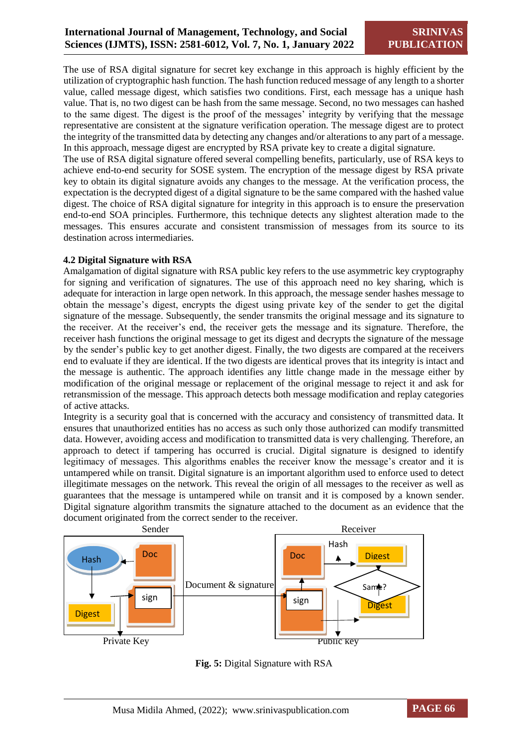The use of RSA digital signature for secret key exchange in this approach is highly efficient by the utilization of cryptographic hash function. The hash function reduced message of any length to a shorter value, called message digest, which satisfies two conditions. First, each message has a unique hash value. That is, no two digest can be hash from the same message. Second, no two messages can hashed to the same digest. The digest is the proof of the messages' integrity by verifying that the message representative are consistent at the signature verification operation. The message digest are to protect the integrity of the transmitted data by detecting any changes and/or alterations to any part of a message. In this approach, message digest are encrypted by RSA private key to create a digital signature.

The use of RSA digital signature offered several compelling benefits, particularly, use of RSA keys to achieve end-to-end security for SOSE system. The encryption of the message digest by RSA private key to obtain its digital signature avoids any changes to the message. At the verification process, the expectation is the decrypted digest of a digital signature to be the same compared with the hashed value digest. The choice of RSA digital signature for integrity in this approach is to ensure the preservation end-to-end SOA principles. Furthermore, this technique detects any slightest alteration made to the messages. This ensures accurate and consistent transmission of messages from its source to its destination across intermediaries.

### 4.2 Digital Signature with RSA

Amalgamation of digital signature with RSA public key refers to the use asymmetric key cryptography for signing and verification of signatures. The use of this approach need no key sharing, which is adequate for interaction in large open network. In this approach, the message sender hashes message to obtain the message's digest, encrypts the digest using private key of the sender to get the digital signature of the message. Subsequently, the sender transmits the original message and its signature to the receiver. At the receiver's end, the receiver gets the message and its signature. Therefore, the receiver hash functions the original message to get its digest and decrypts the signature of the message by the sender's public key to get another digest. Finally, the two digests are compared at the receivers end to evaluate if they are identical. If the two digests are identical proves that its integrity is intact and the message is authentic. The approach identifies any little change made in the message either by modification of the original message or replacement of the original message to reject it and ask for retransmission of the message. This approach detects both message modification and replay categories of active attacks.

Integrity is a security goal that is concerned with the accuracy and consistency of transmitted data. It ensures that unauthorized entities has no access as such only those authorized can modify transmitted data. However, avoiding access and modification to transmitted data is very challenging. Therefore, an approach to detect if tampering has occurred is crucial. Digital signature is designed to identify legitimacy of messages. This algorithms enables the receiver know the message's creator and it is untampered while on transit. Digital signature is an important algorithm used to enforce used to detect illegitimate messages on the network. This reveal the origin of all messages to the receiver as well as guarantees that the message is untampered while on transit and it is composed by a known sender. Digital signature algorithm transmits the signature attached to the document as an evidence that the document originated from the correct sender to the receiver.

Sender | Receiver

Hash | Doc | Digest | sign | Private Key | Document & signature | Doc | Hash | Digest | Same? | sign | Digest | Public key

**Fig. 5:** Digital Signature with RSA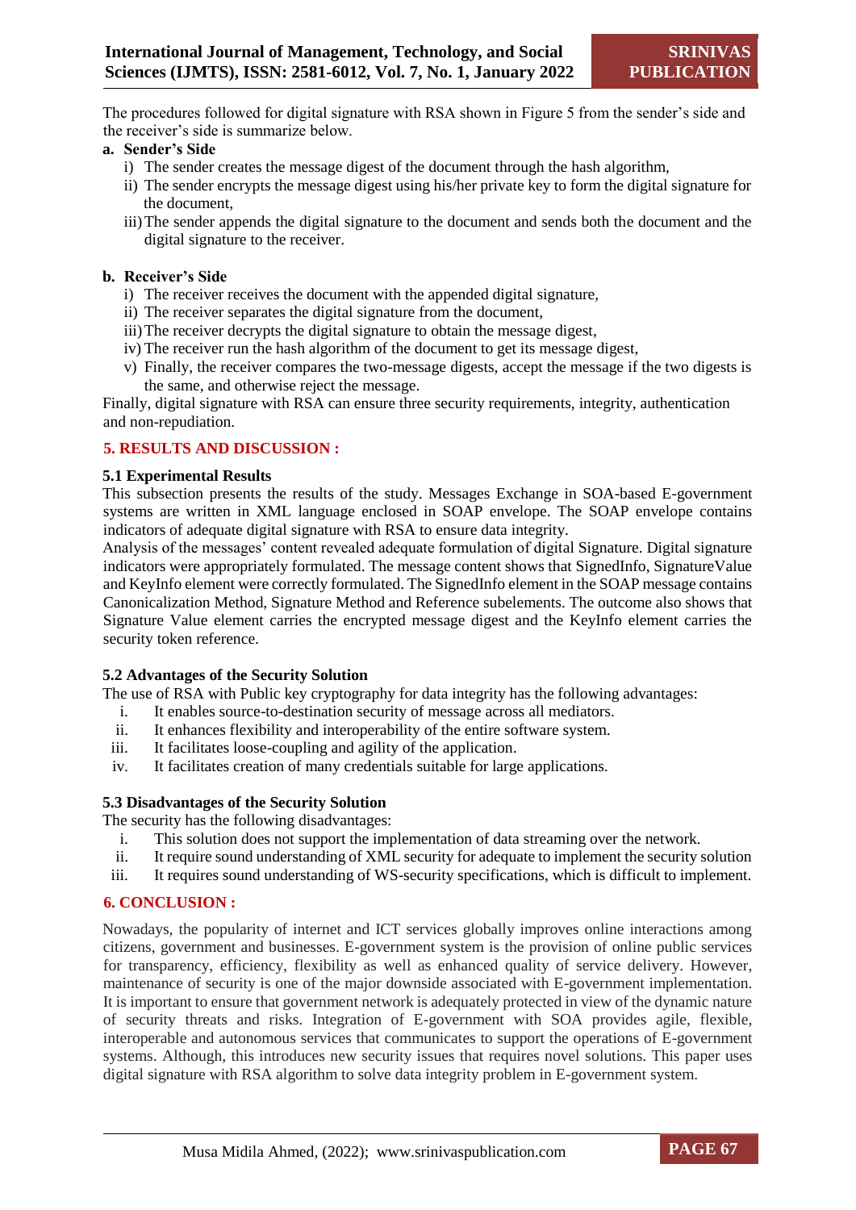The procedures followed for digital signature with RSA shown in Figure 5 from the sender's side and the receiver's side is summarize below.

**a. Sender's Side**

i) The sender creates the message digest of the document through the hash algorithm,
ii) The sender encrypts the message digest using his/her private key to form the digital signature for the document,
iii) The sender appends the digital signature to the document and sends both the document and the digital signature to the receiver.

**b. Receiver's Side**

i) The receiver receives the document with the appended digital signature,
ii) The receiver separates the digital signature from the document,
iii) The receiver decrypts the digital signature to obtain the message digest,
iv) The receiver run the hash algorithm of the document to get its message digest,
v) Finally, the receiver compares the two-message digests, accept the message if the two digests is the same, and otherwise reject the message.

Finally, digital signature with RSA can ensure three security requirements, integrity, authentication and non-repudiation.

## 5. RESULTS AND DISCUSSION :

### 5.1 Experimental Results

This subsection presents the results of the study. Messages Exchange in SOA-based E-government systems are written in XML language enclosed in SOAP envelope. The SOAP envelope contains indicators of adequate digital signature with RSA to ensure data integrity.

Analysis of the messages' content revealed adequate formulation of digital Signature. Digital signature indicators were appropriately formulated. The message content shows that SignedInfo, SignatureValue and KeyInfo element were correctly formulated. The SignedInfo element in the SOAP message contains Canonicalization Method, Signature Method and Reference subelements. The outcome also shows that Signature Value element carries the encrypted message digest and the KeyInfo element carries the security token reference.

### 5.2 Advantages of the Security Solution

The use of RSA with Public key cryptography for data integrity has the following advantages:

i. It enables source-to-destination security of message across all mediators.
ii. It enhances flexibility and interoperability of the entire software system.
iii. It facilitates loose-coupling and agility of the application.
iv. It facilitates creation of many credentials suitable for large applications.

### 5.3 Disadvantages of the Security Solution

The security has the following disadvantages:

i. This solution does not support the implementation of data streaming over the network.
ii. It require sound understanding of XML security for adequate to implement the security solution
iii. It requires sound understanding of WS-security specifications, which is difficult to implement.

## 6. CONCLUSION :

Nowadays, the popularity of internet and ICT services globally improves online interactions among citizens, government and businesses. E-government system is the provision of online public services for transparency, efficiency, flexibility as well as enhanced quality of service delivery. However, maintenance of security is one of the major downside associated with E-government implementation. It is important to ensure that government network is adequately protected in view of the dynamic nature of security threats and risks. Integration of E-government with SOA provides agile, flexible, interoperable and autonomous services that communicates to support the operations of E-government systems. Although, this introduces new security issues that requires novel solutions. This paper uses digital signature with RSA algorithm to solve data integrity problem in E-government system.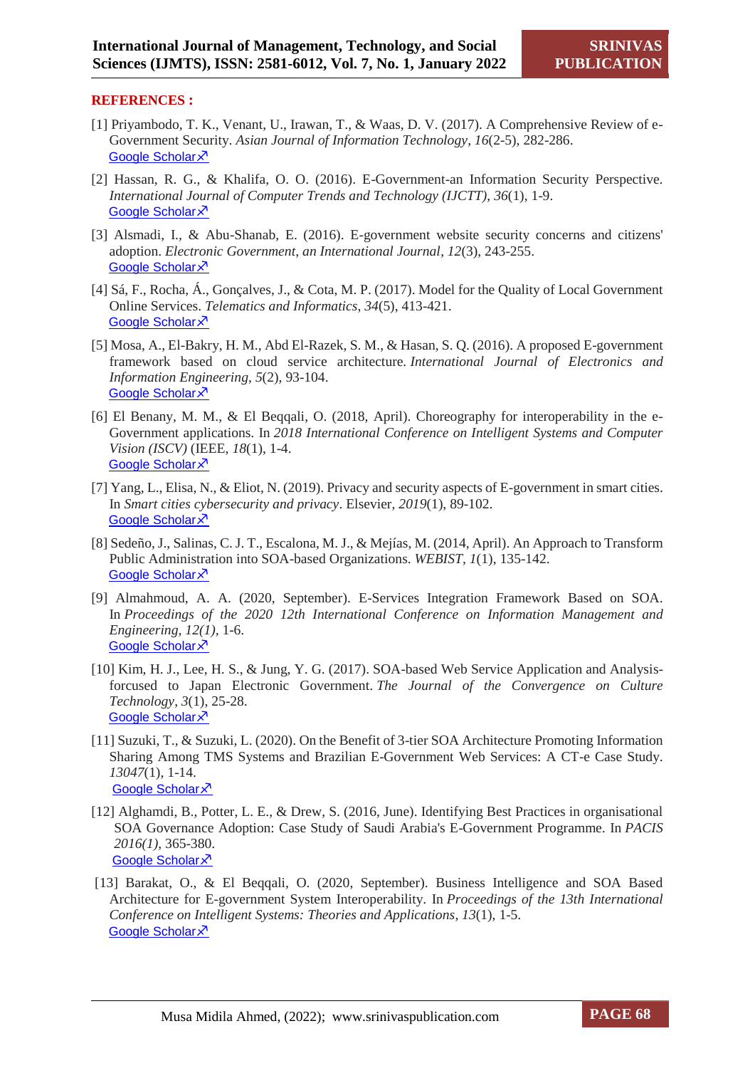## REFERENCES :

[1] Priyambodo, T. K., Venant, U., Irawan, T., & Waas, D. V. (2017). A Comprehensive Review of e-Government Security. *Asian Journal of Information Technology*, *16*(2-5), 282-286. Google Scholar ↗

[2] Hassan, R. G., & Khalifa, O. O. (2016). E-Government-an Information Security Perspective. *International Journal of Computer Trends and Technology (IJCTT)*, *36*(1), 1-9. Google Scholar ↗

[3] Alsmadi, I., & Abu-Shanab, E. (2016). E-government website security concerns and citizens' adoption. *Electronic Government, an International Journal*, *12*(3), 243-255. Google Scholar ↗

[4] Sá, F., Rocha, Á., Gonçalves, J., & Cota, M. P. (2017). Model for the Quality of Local Government Online Services. *Telematics and Informatics*, *34*(5), 413-421. Google Scholar ↗

[5] Mosa, A., El-Bakry, H. M., Abd El-Razek, S. M., & Hasan, S. Q. (2016). A proposed E-government framework based on cloud service architecture. *International Journal of Electronics and Information Engineering*, *5*(2), 93-104. Google Scholar ↗

[6] El Benany, M. M., & El Beqqali, O. (2018, April). Choreography for interoperability in the e-Government applications. In *2018 International Conference on Intelligent Systems and Computer Vision (ISCV)* (IEEE, *18*(1), 1-4. Google Scholar ↗

[7] Yang, L., Elisa, N., & Eliot, N. (2019). Privacy and security aspects of E-government in smart cities. In *Smart cities cybersecurity and privacy*. Elsevier, *2019*(1), 89-102. Google Scholar ↗

[8] Sedeño, J., Salinas, C. J. T., Escalona, M. J., & Mejías, M. (2014, April). An Approach to Transform Public Administration into SOA-based Organizations. *WEBIST*, *1*(1), 135-142. Google Scholar ↗

[9] Almahmoud, A. A. (2020, September). E-Services Integration Framework Based on SOA. In *Proceedings of the 2020 12th International Conference on Information Management and Engineering, 12(1)*, 1-6. Google Scholar ↗

[10] Kim, H. J., Lee, H. S., & Jung, Y. G. (2017). SOA-based Web Service Application and Analysis-forcused to Japan Electronic Government. *The Journal of the Convergence on Culture Technology*, *3*(1), 25-28. Google Scholar ↗

[11] Suzuki, T., & Suzuki, L. (2020). On the Benefit of 3-tier SOA Architecture Promoting Information Sharing Among TMS Systems and Brazilian E-Government Web Services: A CT-e Case Study. *13047*(1), 1-14. Google Scholar ↗

[12] Alghamdi, B., Potter, L. E., & Drew, S. (2016, June). Identifying Best Practices in organisational SOA Governance Adoption: Case Study of Saudi Arabia's E-Government Programme. In *PACIS 2016(1)*, 365-380. Google Scholar ↗

[13] Barakat, O., & El Beqqali, O. (2020, September). Business Intelligence and SOA Based Architecture for E-government System Interoperability. In *Proceedings of the 13th International Conference on Intelligent Systems: Theories and Applications*, *13*(1), 1-5. Google Scholar ↗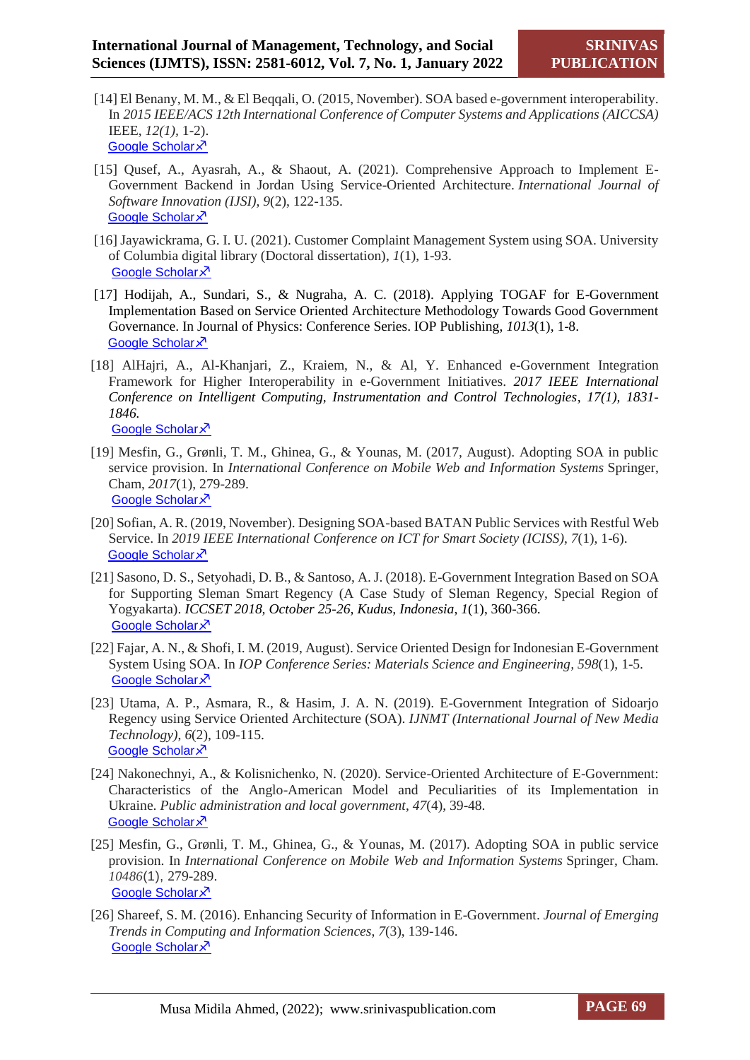[14] El Benany, M. M., & El Beqqali, O. (2015, November). SOA based e-government interoperability. In *2015 IEEE/ACS 12th International Conference of Computer Systems and Applications (AICCSA)* IEEE, *12(1)*, 1-2).
Google Scholar ↗

[15] Qusef, A., Ayasrah, A., & Shaout, A. (2021). Comprehensive Approach to Implement E-Government Backend in Jordan Using Service-Oriented Architecture. *International Journal of Software Innovation (IJSI)*, *9*(2), 122-135.
Google Scholar ↗

[16] Jayawickrama, G. I. U. (2021). Customer Complaint Management System using SOA. University of Columbia digital library (Doctoral dissertation), *1*(1), 1-93.
Google Scholar ↗

[17] Hodijah, A., Sundari, S., & Nugraha, A. C. (2018). Applying TOGAF for E-Government Implementation Based on Service Oriented Architecture Methodology Towards Good Government Governance. In Journal of Physics: Conference Series. IOP Publishing, *1013*(1), 1-8.
Google Scholar ↗

[18] AlHajri, A., Al-Khanjari, Z., Kraiem, N., & Al, Y. Enhanced e-Government Integration Framework for Higher Interoperability in e-Government Initiatives. *2017 IEEE International Conference on Intelligent Computing, Instrumentation and Control Technologies*, *17(1), 1831-1846.*
Google Scholar ↗

[19] Mesfin, G., Grønli, T. M., Ghinea, G., & Younas, M. (2017, August). Adopting SOA in public service provision. In *International Conference on Mobile Web and Information Systems* Springer, Cham, *2017*(1), 279-289.
Google Scholar ↗

[20] Sofian, A. R. (2019, November). Designing SOA-based BATAN Public Services with Restful Web Service. In *2019 IEEE International Conference on ICT for Smart Society (ICISS)*, *7*(1), 1-6).
Google Scholar ↗

[21] Sasono, D. S., Setyohadi, D. B., & Santoso, A. J. (2018). E-Government Integration Based on SOA for Supporting Sleman Smart Regency (A Case Study of Sleman Regency, Special Region of Yogyakarta). *ICCSET 2018, October 25-26, Kudus, Indonesia*, *1*(1), 360-366.
Google Scholar ↗

[22] Fajar, A. N., & Shofi, I. M. (2019, August). Service Oriented Design for Indonesian E-Government System Using SOA. In *IOP Conference Series: Materials Science and Engineering*, *598*(1), 1-5.
Google Scholar ↗

[23] Utama, A. P., Asmara, R., & Hasim, J. A. N. (2019). E-Government Integration of Sidoarjo Regency using Service Oriented Architecture (SOA). *IJNMT (International Journal of New Media Technology)*, *6*(2), 109-115.
Google Scholar ↗

[24] Nakonechnyi, A., & Kolisnichenko, N. (2020). Service-Oriented Architecture of E-Government: Characteristics of the Anglo-American Model and Peculiarities of its Implementation in Ukraine. *Public administration and local government*, *47*(4), 39-48.
Google Scholar ↗

[25] Mesfin, G., Grønli, T. M., Ghinea, G., & Younas, M. (2017). Adopting SOA in public service provision. In *International Conference on Mobile Web and Information Systems* Springer, Cham. *10486*(1), 279-289.
Google Scholar ↗

[26] Shareef, S. M. (2016). Enhancing Security of Information in E-Government. *Journal of Emerging Trends in Computing and Information Sciences*, *7*(3), 139-146.
Google Scholar ↗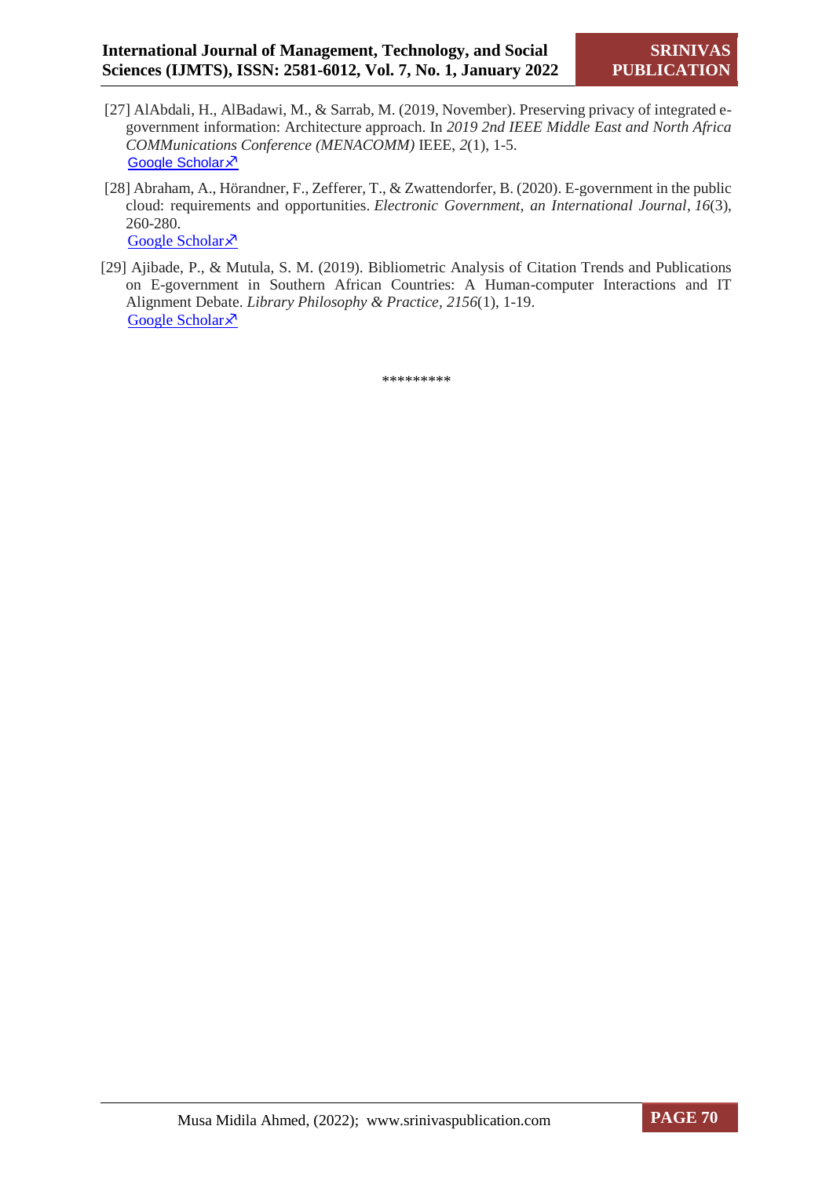[27] AlAbdali, H., AlBadawi, M., & Sarrab, M. (2019, November). Preserving privacy of integrated e-government information: Architecture approach. In *2019 2nd IEEE Middle East and North Africa COMMunications Conference (MENACOMM)* IEEE, *2*(1), 1-5.
Google Scholar↗

[28] Abraham, A., Hörandner, F., Zefferer, T., & Zwattendorfer, B. (2020). E-government in the public cloud: requirements and opportunities. *Electronic Government, an International Journal*, *16*(3), 260-280.
Google Scholar↗

[29] Ajibade, P., & Mutula, S. M. (2019). Bibliometric Analysis of Citation Trends and Publications on E-government in Southern African Countries: A Human-computer Interactions and IT Alignment Debate. *Library Philosophy & Practice*, *2156*(1), 1-19.
Google Scholar↗

*********